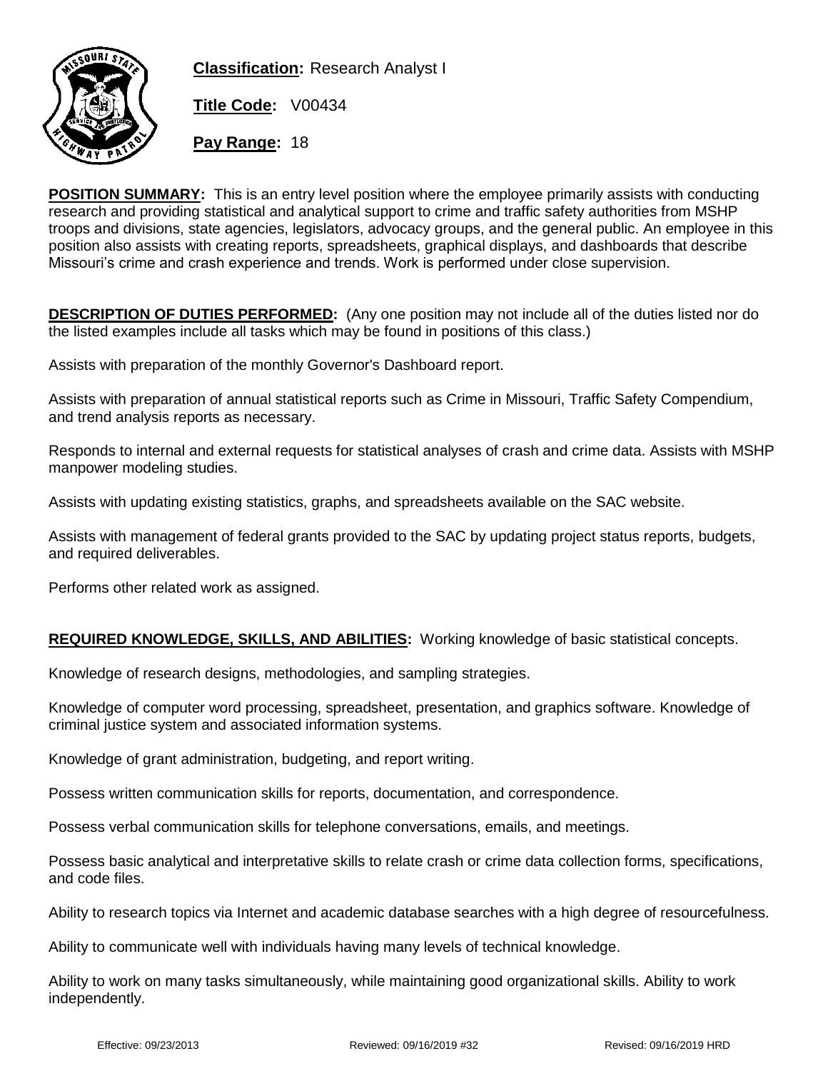**Classification:** Research Analyst I

**Title Code:** V00434

**Pay Range:** 18

**POSITION SUMMARY:** This is an entry level position where the employee primarily assists with conducting research and providing statistical and analytical support to crime and traffic safety authorities from MSHP troops and divisions, state agencies, legislators, advocacy groups, and the general public. An employee in this position also assists with creating reports, spreadsheets, graphical displays, and dashboards that describe Missouri's crime and crash experience and trends. Work is performed under close supervision.

**DESCRIPTION OF DUTIES PERFORMED:** (Any one position may not include all of the duties listed nor do the listed examples include all tasks which may be found in positions of this class.)

Assists with preparation of the monthly Governor's Dashboard report.

Assists with preparation of annual statistical reports such as Crime in Missouri, Traffic Safety Compendium, and trend analysis reports as necessary.

Responds to internal and external requests for statistical analyses of crash and crime data. Assists with MSHP manpower modeling studies.

Assists with updating existing statistics, graphs, and spreadsheets available on the SAC website.

Assists with management of federal grants provided to the SAC by updating project status reports, budgets, and required deliverables.

Performs other related work as assigned.

**REQUIRED KNOWLEDGE, SKILLS, AND ABILITIES:** Working knowledge of basic statistical concepts.

Knowledge of research designs, methodologies, and sampling strategies.

Knowledge of computer word processing, spreadsheet, presentation, and graphics software. Knowledge of criminal justice system and associated information systems.

Knowledge of grant administration, budgeting, and report writing.

Possess written communication skills for reports, documentation, and correspondence.

Possess verbal communication skills for telephone conversations, emails, and meetings.

Possess basic analytical and interpretative skills to relate crash or crime data collection forms, specifications, and code files.

Ability to research topics via Internet and academic database searches with a high degree of resourcefulness.

Ability to communicate well with individuals having many levels of technical knowledge.

Ability to work on many tasks simultaneously, while maintaining good organizational skills. Ability to work independently.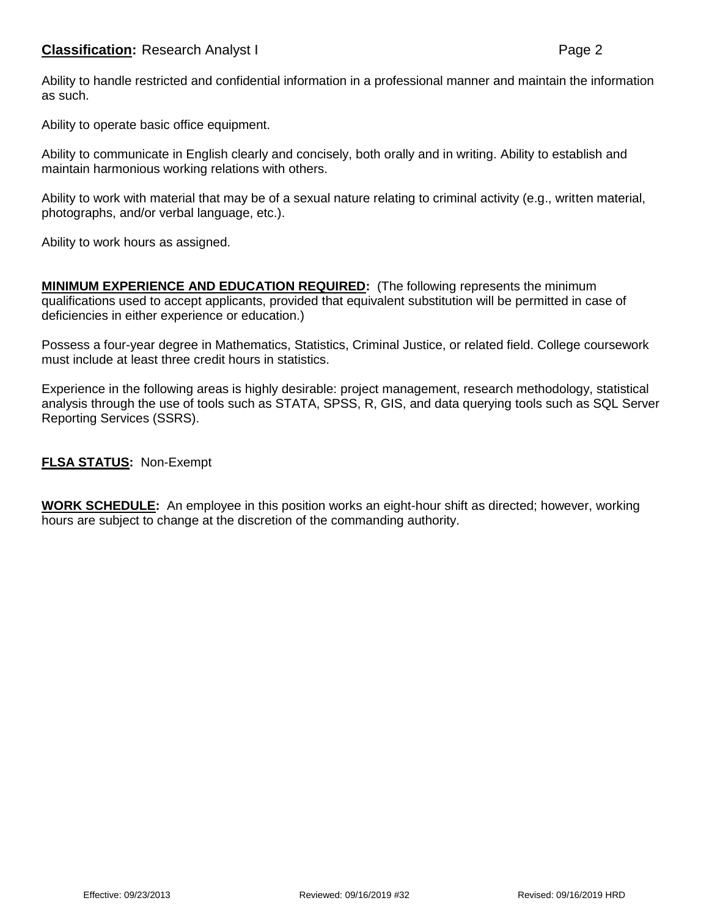Ability to handle restricted and confidential information in a professional manner and maintain the information as such.

Ability to operate basic office equipment.

Ability to communicate in English clearly and concisely, both orally and in writing. Ability to establish and maintain harmonious working relations with others.

Ability to work with material that may be of a sexual nature relating to criminal activity (e.g., written material, photographs, and/or verbal language, etc.).

Ability to work hours as assigned.

**MINIMUM EXPERIENCE AND EDUCATION REQUIRED:** (The following represents the minimum qualifications used to accept applicants, provided that equivalent substitution will be permitted in case of deficiencies in either experience or education.)

Possess a four-year degree in Mathematics, Statistics, Criminal Justice, or related field. College coursework must include at least three credit hours in statistics.

Experience in the following areas is highly desirable: project management, research methodology, statistical analysis through the use of tools such as STATA, SPSS, R, GIS, and data querying tools such as SQL Server Reporting Services (SSRS).

**FLSA STATUS:** Non-Exempt

**WORK SCHEDULE:** An employee in this position works an eight-hour shift as directed; however, working hours are subject to change at the discretion of the commanding authority.

Effective: 09/23/2013 Reviewed: 09/16/2019 #32 Revised: 09/16/2019 HRD